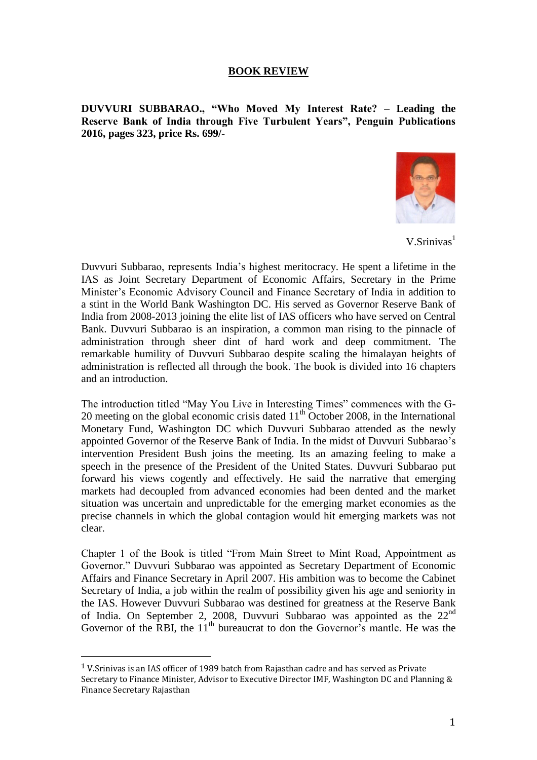## BOOK REVIEW

**DUVVURI SUBBARAO., "Who Moved My Interest Rate? – Leading the Reserve Bank of India through Five Turbulent Years", Penguin Publications 2016, pages 323, price Rs. 699/-**

V.Srinivas[1]

Duvvuri Subbarao, represents India's highest meritocracy. He spent a lifetime in the IAS as Joint Secretary Department of Economic Affairs, Secretary in the Prime Minister's Economic Advisory Council and Finance Secretary of India in addition to a stint in the World Bank Washington DC. His served as Governor Reserve Bank of India from 2008-2013 joining the elite list of IAS officers who have served on Central Bank. Duvvuri Subbarao is an inspiration, a common man rising to the pinnacle of administration through sheer dint of hard work and deep commitment. The remarkable humility of Duvvuri Subbarao despite scaling the himalayan heights of administration is reflected all through the book. The book is divided into 16 chapters and an introduction.

The introduction titled "May You Live in Interesting Times" commences with the G-20 meeting on the global economic crisis dated 11th October 2008, in the International Monetary Fund, Washington DC which Duvvuri Subbarao attended as the newly appointed Governor of the Reserve Bank of India. In the midst of Duvvuri Subbarao's intervention President Bush joins the meeting. Its an amazing feeling to make a speech in the presence of the President of the United States. Duvvuri Subbarao put forward his views cogently and effectively. He said the narrative that emerging markets had decoupled from advanced economies had been dented and the market situation was uncertain and unpredictable for the emerging market economies as the precise channels in which the global contagion would hit emerging markets was not clear.

Chapter 1 of the Book is titled "From Main Street to Mint Road, Appointment as Governor." Duvvuri Subbarao was appointed as Secretary Department of Economic Affairs and Finance Secretary in April 2007. His ambition was to become the Cabinet Secretary of India, a job within the realm of possibility given his age and seniority in the IAS. However Duvvuri Subbarao was destined for greatness at the Reserve Bank of India. On September 2, 2008, Duvvuri Subbarao was appointed as the 22nd Governor of the RBI, the 11th bureaucrat to don the Governor's mantle. He was the

---

[1] V.Srinivas is an IAS officer of 1989 batch from Rajasthan cadre and has served as Private Secretary to Finance Minister, Advisor to Executive Director IMF, Washington DC and Planning & Finance Secretary Rajasthan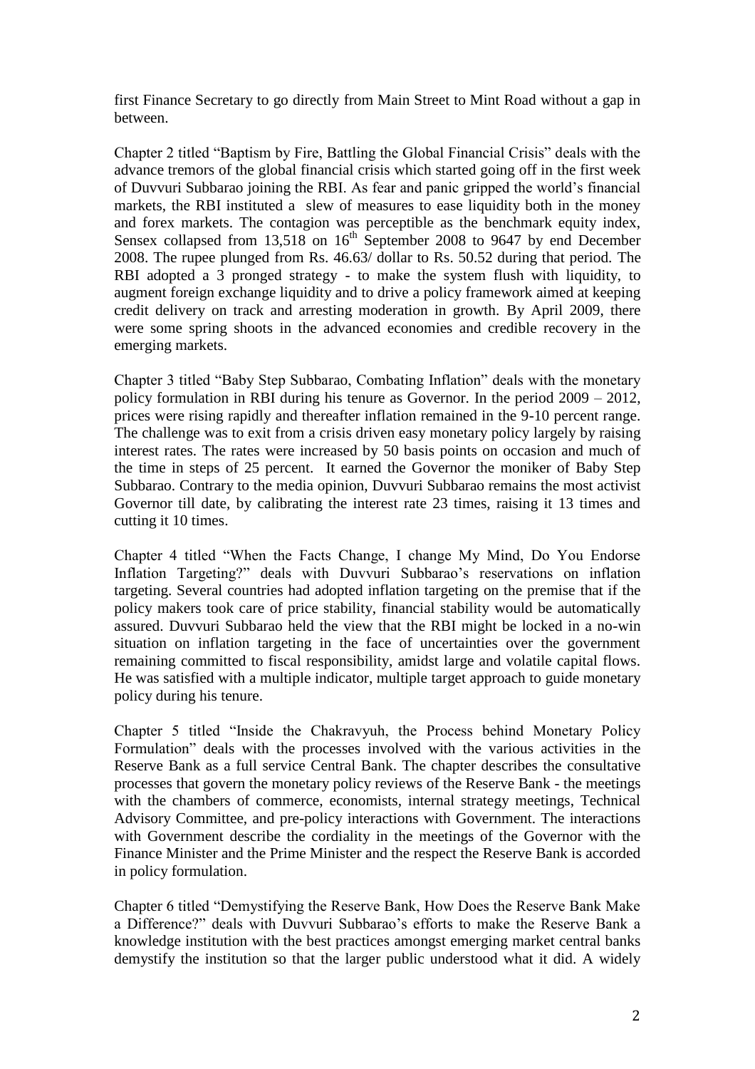first Finance Secretary to go directly from Main Street to Mint Road without a gap in between.

Chapter 2 titled "Baptism by Fire, Battling the Global Financial Crisis" deals with the advance tremors of the global financial crisis which started going off in the first week of Duvvuri Subbarao joining the RBI. As fear and panic gripped the world's financial markets, the RBI instituted a slew of measures to ease liquidity both in the money and forex markets. The contagion was perceptible as the benchmark equity index, Sensex collapsed from 13,518 on 16th September 2008 to 9647 by end December 2008. The rupee plunged from Rs. 46.63/ dollar to Rs. 50.52 during that period. The RBI adopted a 3 pronged strategy - to make the system flush with liquidity, to augment foreign exchange liquidity and to drive a policy framework aimed at keeping credit delivery on track and arresting moderation in growth. By April 2009, there were some spring shoots in the advanced economies and credible recovery in the emerging markets.

Chapter 3 titled "Baby Step Subbarao, Combating Inflation" deals with the monetary policy formulation in RBI during his tenure as Governor. In the period 2009 – 2012, prices were rising rapidly and thereafter inflation remained in the 9-10 percent range. The challenge was to exit from a crisis driven easy monetary policy largely by raising interest rates. The rates were increased by 50 basis points on occasion and much of the time in steps of 25 percent. It earned the Governor the moniker of Baby Step Subbarao. Contrary to the media opinion, Duvvuri Subbarao remains the most activist Governor till date, by calibrating the interest rate 23 times, raising it 13 times and cutting it 10 times.

Chapter 4 titled "When the Facts Change, I change My Mind, Do You Endorse Inflation Targeting?" deals with Duvvuri Subbarao's reservations on inflation targeting. Several countries had adopted inflation targeting on the premise that if the policy makers took care of price stability, financial stability would be automatically assured. Duvvuri Subbarao held the view that the RBI might be locked in a no-win situation on inflation targeting in the face of uncertainties over the government remaining committed to fiscal responsibility, amidst large and volatile capital flows. He was satisfied with a multiple indicator, multiple target approach to guide monetary policy during his tenure.

Chapter 5 titled "Inside the Chakravyuh, the Process behind Monetary Policy Formulation" deals with the processes involved with the various activities in the Reserve Bank as a full service Central Bank. The chapter describes the consultative processes that govern the monetary policy reviews of the Reserve Bank - the meetings with the chambers of commerce, economists, internal strategy meetings, Technical Advisory Committee, and pre-policy interactions with Government. The interactions with Government describe the cordiality in the meetings of the Governor with the Finance Minister and the Prime Minister and the respect the Reserve Bank is accorded in policy formulation.

Chapter 6 titled "Demystifying the Reserve Bank, How Does the Reserve Bank Make a Difference?" deals with Duvvuri Subbarao's efforts to make the Reserve Bank a knowledge institution with the best practices amongst emerging market central banks demystify the institution so that the larger public understood what it did. A widely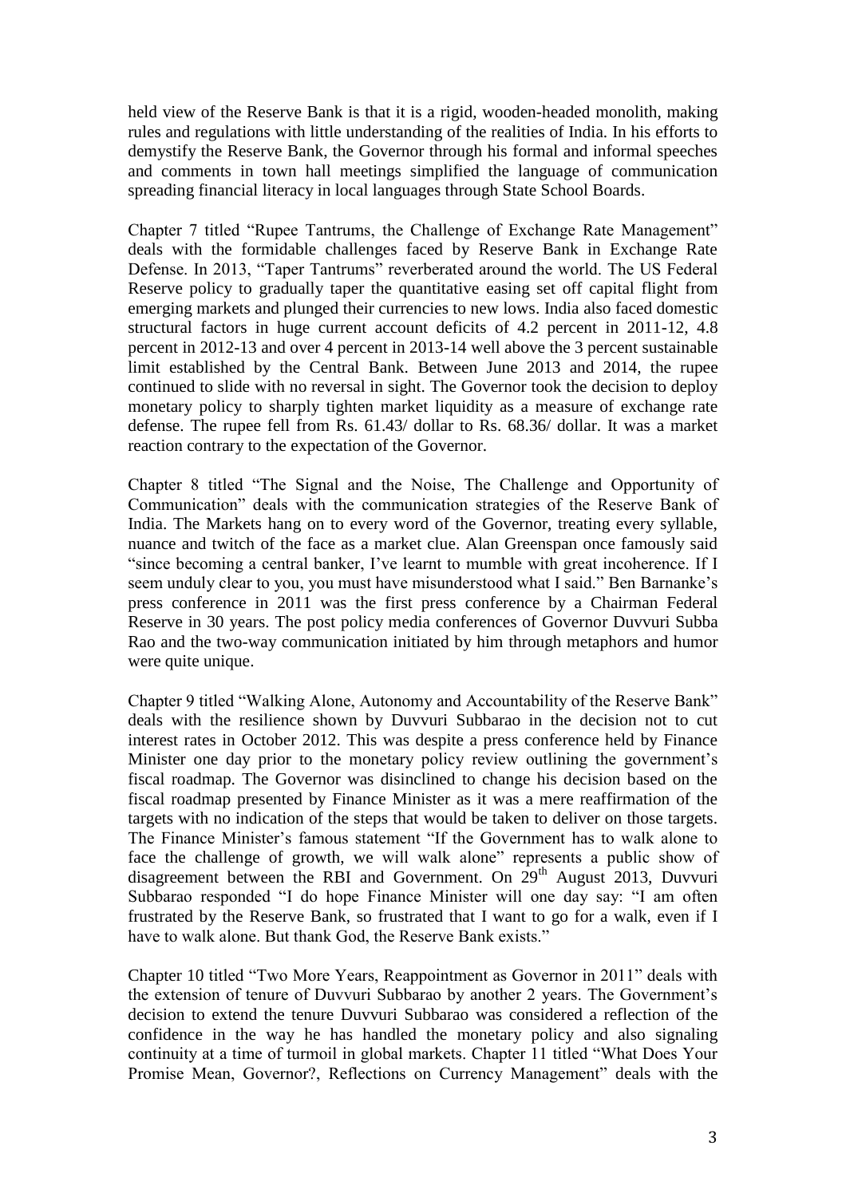held view of the Reserve Bank is that it is a rigid, wooden-headed monolith, making rules and regulations with little understanding of the realities of India. In his efforts to demystify the Reserve Bank, the Governor through his formal and informal speeches and comments in town hall meetings simplified the language of communication spreading financial literacy in local languages through State School Boards.

Chapter 7 titled "Rupee Tantrums, the Challenge of Exchange Rate Management" deals with the formidable challenges faced by Reserve Bank in Exchange Rate Defense. In 2013, "Taper Tantrums" reverberated around the world. The US Federal Reserve policy to gradually taper the quantitative easing set off capital flight from emerging markets and plunged their currencies to new lows. India also faced domestic structural factors in huge current account deficits of 4.2 percent in 2011-12, 4.8 percent in 2012-13 and over 4 percent in 2013-14 well above the 3 percent sustainable limit established by the Central Bank. Between June 2013 and 2014, the rupee continued to slide with no reversal in sight. The Governor took the decision to deploy monetary policy to sharply tighten market liquidity as a measure of exchange rate defense. The rupee fell from Rs. 61.43/ dollar to Rs. 68.36/ dollar. It was a market reaction contrary to the expectation of the Governor.

Chapter 8 titled "The Signal and the Noise, The Challenge and Opportunity of Communication" deals with the communication strategies of the Reserve Bank of India. The Markets hang on to every word of the Governor, treating every syllable, nuance and twitch of the face as a market clue. Alan Greenspan once famously said "since becoming a central banker, I've learnt to mumble with great incoherence. If I seem unduly clear to you, you must have misunderstood what I said." Ben Barnanke's press conference in 2011 was the first press conference by a Chairman Federal Reserve in 30 years. The post policy media conferences of Governor Duvvuri Subba Rao and the two-way communication initiated by him through metaphors and humor were quite unique.

Chapter 9 titled "Walking Alone, Autonomy and Accountability of the Reserve Bank" deals with the resilience shown by Duvvuri Subbarao in the decision not to cut interest rates in October 2012. This was despite a press conference held by Finance Minister one day prior to the monetary policy review outlining the government's fiscal roadmap. The Governor was disinclined to change his decision based on the fiscal roadmap presented by Finance Minister as it was a mere reaffirmation of the targets with no indication of the steps that would be taken to deliver on those targets. The Finance Minister's famous statement "If the Government has to walk alone to face the challenge of growth, we will walk alone" represents a public show of disagreement between the RBI and Government. On 29th August 2013, Duvvuri Subbarao responded "I do hope Finance Minister will one day say: "I am often frustrated by the Reserve Bank, so frustrated that I want to go for a walk, even if I have to walk alone. But thank God, the Reserve Bank exists."

Chapter 10 titled "Two More Years, Reappointment as Governor in 2011" deals with the extension of tenure of Duvvuri Subbarao by another 2 years. The Government's decision to extend the tenure Duvvuri Subbarao was considered a reflection of the confidence in the way he has handled the monetary policy and also signaling continuity at a time of turmoil in global markets. Chapter 11 titled "What Does Your Promise Mean, Governor?, Reflections on Currency Management" deals with the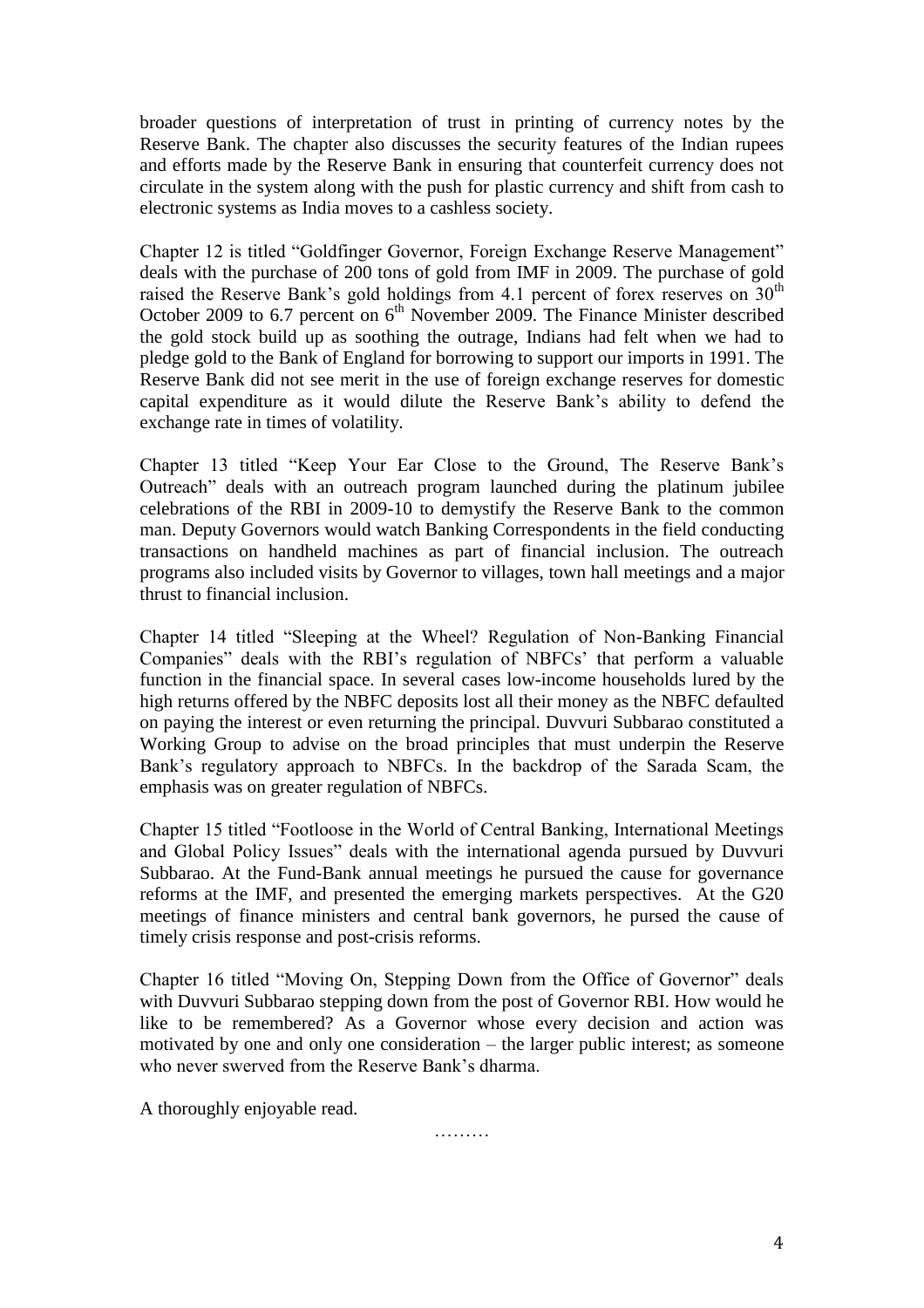broader questions of interpretation of trust in printing of currency notes by the Reserve Bank. The chapter also discusses the security features of the Indian rupees and efforts made by the Reserve Bank in ensuring that counterfeit currency does not circulate in the system along with the push for plastic currency and shift from cash to electronic systems as India moves to a cashless society.

Chapter 12 is titled "Goldfinger Governor, Foreign Exchange Reserve Management" deals with the purchase of 200 tons of gold from IMF in 2009. The purchase of gold raised the Reserve Bank's gold holdings from 4.1 percent of forex reserves on 30th October 2009 to 6.7 percent on 6th November 2009. The Finance Minister described the gold stock build up as soothing the outrage, Indians had felt when we had to pledge gold to the Bank of England for borrowing to support our imports in 1991. The Reserve Bank did not see merit in the use of foreign exchange reserves for domestic capital expenditure as it would dilute the Reserve Bank's ability to defend the exchange rate in times of volatility.

Chapter 13 titled "Keep Your Ear Close to the Ground, The Reserve Bank's Outreach" deals with an outreach program launched during the platinum jubilee celebrations of the RBI in 2009-10 to demystify the Reserve Bank to the common man. Deputy Governors would watch Banking Correspondents in the field conducting transactions on handheld machines as part of financial inclusion. The outreach programs also included visits by Governor to villages, town hall meetings and a major thrust to financial inclusion.

Chapter 14 titled "Sleeping at the Wheel? Regulation of Non-Banking Financial Companies" deals with the RBI's regulation of NBFCs' that perform a valuable function in the financial space. In several cases low-income households lured by the high returns offered by the NBFC deposits lost all their money as the NBFC defaulted on paying the interest or even returning the principal. Duvvuri Subbarao constituted a Working Group to advise on the broad principles that must underpin the Reserve Bank's regulatory approach to NBFCs. In the backdrop of the Sarada Scam, the emphasis was on greater regulation of NBFCs.

Chapter 15 titled "Footloose in the World of Central Banking, International Meetings and Global Policy Issues" deals with the international agenda pursued by Duvvuri Subbarao. At the Fund-Bank annual meetings he pursued the cause for governance reforms at the IMF, and presented the emerging markets perspectives. At the G20 meetings of finance ministers and central bank governors, he pursed the cause of timely crisis response and post-crisis reforms.

Chapter 16 titled "Moving On, Stepping Down from the Office of Governor" deals with Duvvuri Subbarao stepping down from the post of Governor RBI. How would he like to be remembered? As a Governor whose every decision and action was motivated by one and only one consideration – the larger public interest; as someone who never swerved from the Reserve Bank's dharma.

A thoroughly enjoyable read.

………